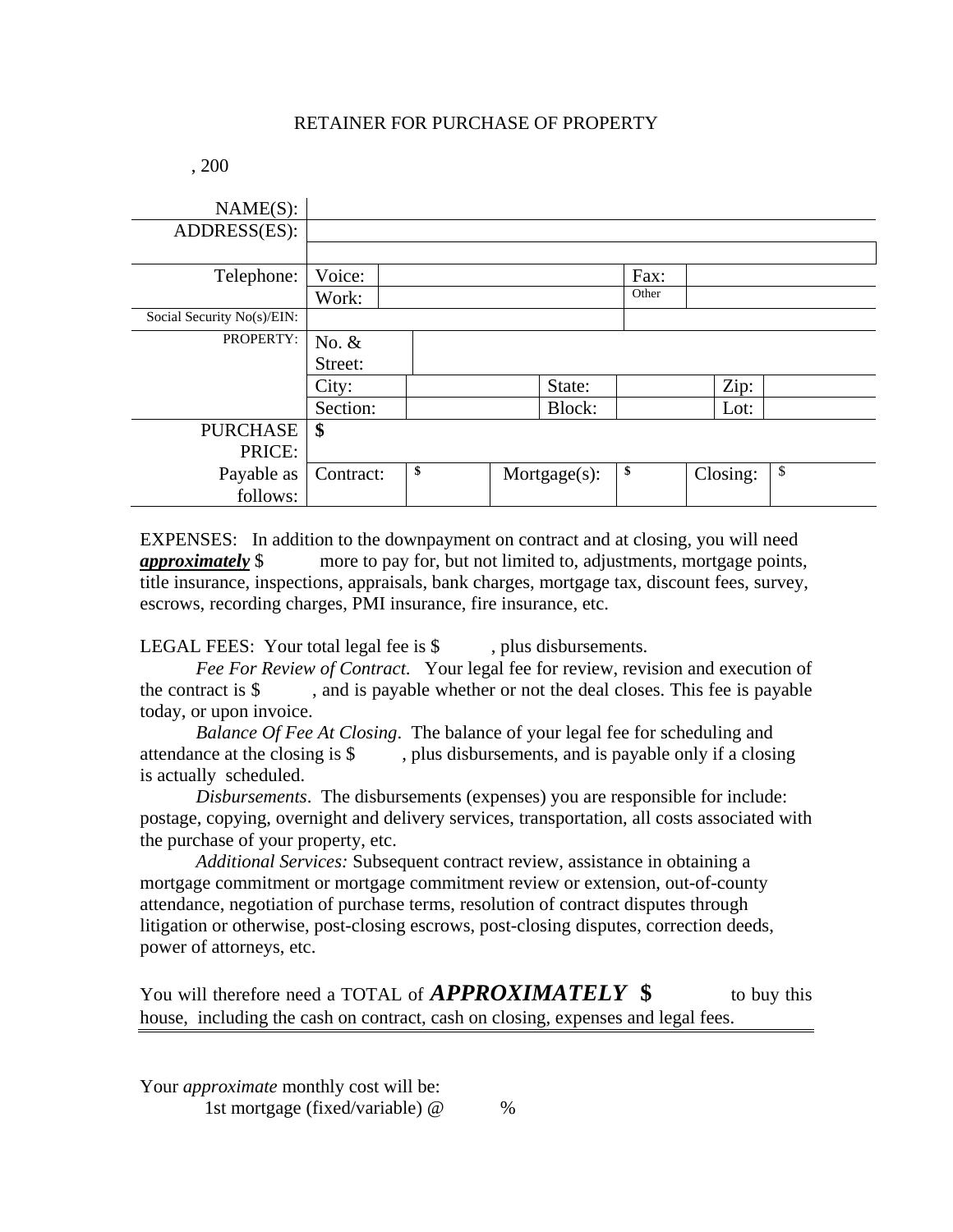RETAINER FOR PURCHASE OF PROPERTY

, 200

| NAME(S): | | | | | | | |
|---|---|---|---|---|---|---|---|
| ADDRESS(ES): | | | | | | | |
| | | | | | | | |
| Telephone: | Voice: | | | Fax: | | | |
| | Work: | | | Other | | | |
| Social Security No(s)/EIN: | | | | | | | |
| PROPERTY: | No. & Street: | | | | | | |
| | City: | | State: | | Zip: | | |
| | Section: | | Block: | | Lot: | | |
| PURCHASE PRICE: | $ | | | | | | |
| Payable as follows: | Contract: | $ | Mortgage(s): | $ | Closing: | $ | |

EXPENSES: In addition to the downpayment on contract and at closing, you will need ***approximately*** $ more to pay for, but not limited to, adjustments, mortgage points, title insurance, inspections, appraisals, bank charges, mortgage tax, discount fees, survey, escrows, recording charges, PMI insurance, fire insurance, etc.

LEGAL FEES: Your total legal fee is $ , plus disbursements.

*Fee For Review of Contract.* Your legal fee for review, revision and execution of the contract is $ , and is payable whether or not the deal closes. This fee is payable today, or upon invoice.

*Balance Of Fee At Closing*. The balance of your legal fee for scheduling and attendance at the closing is $ , plus disbursements, and is payable only if a closing is actually scheduled.

*Disbursements*. The disbursements (expenses) you are responsible for include: postage, copying, overnight and delivery services, transportation, all costs associated with the purchase of your property, etc.

*Additional Services:* Subsequent contract review, assistance in obtaining a mortgage commitment or mortgage commitment review or extension, out-of-county attendance, negotiation of purchase terms, resolution of contract disputes through litigation or otherwise, post-closing escrows, post-closing disputes, correction deeds, power of attorneys, etc.

You will therefore need a TOTAL of ***APPROXIMATELY*** **$** to buy this house, including the cash on contract, cash on closing, expenses and legal fees.

Your *approximate* monthly cost will be:

1st mortgage (fixed/variable) @ %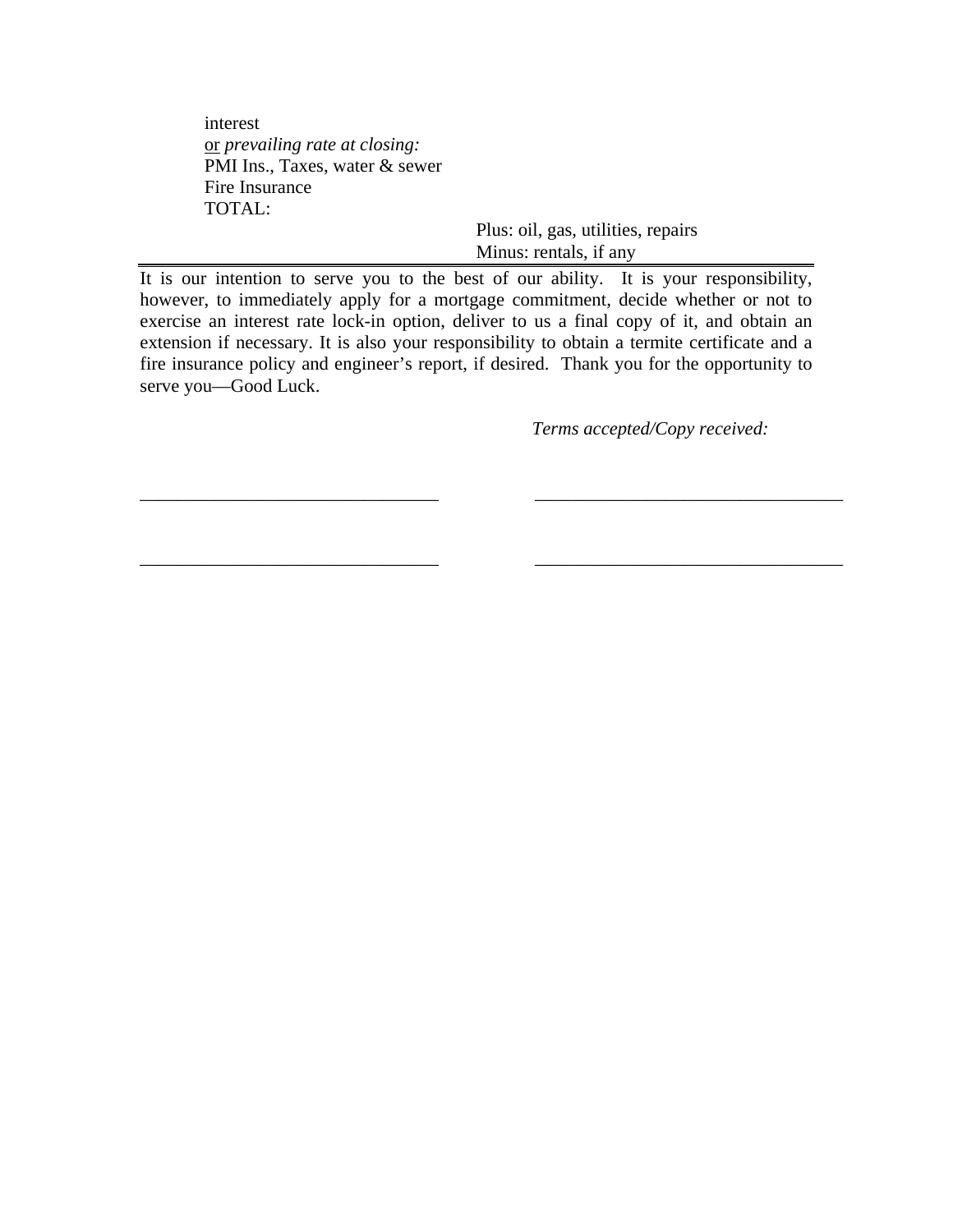interest
<u>or</u> *prevailing rate at closing:*
PMI Ins., Taxes, water & sewer
Fire Insurance
TOTAL:

Plus: oil, gas, utilities, repairs
Minus: rentals, if any

---

It is our intention to serve you to the best of our ability. It is your responsibility, however, to immediately apply for a mortgage commitment, decide whether or not to exercise an interest rate lock-in option, deliver to us a final copy of it, and obtain an extension if necessary. It is also your responsibility to obtain a termite certificate and a fire insurance policy and engineer's report, if desired. Thank you for the opportunity to serve you—Good Luck.

*Terms accepted/Copy received:*

________________________________ ________________________________

________________________________ ________________________________